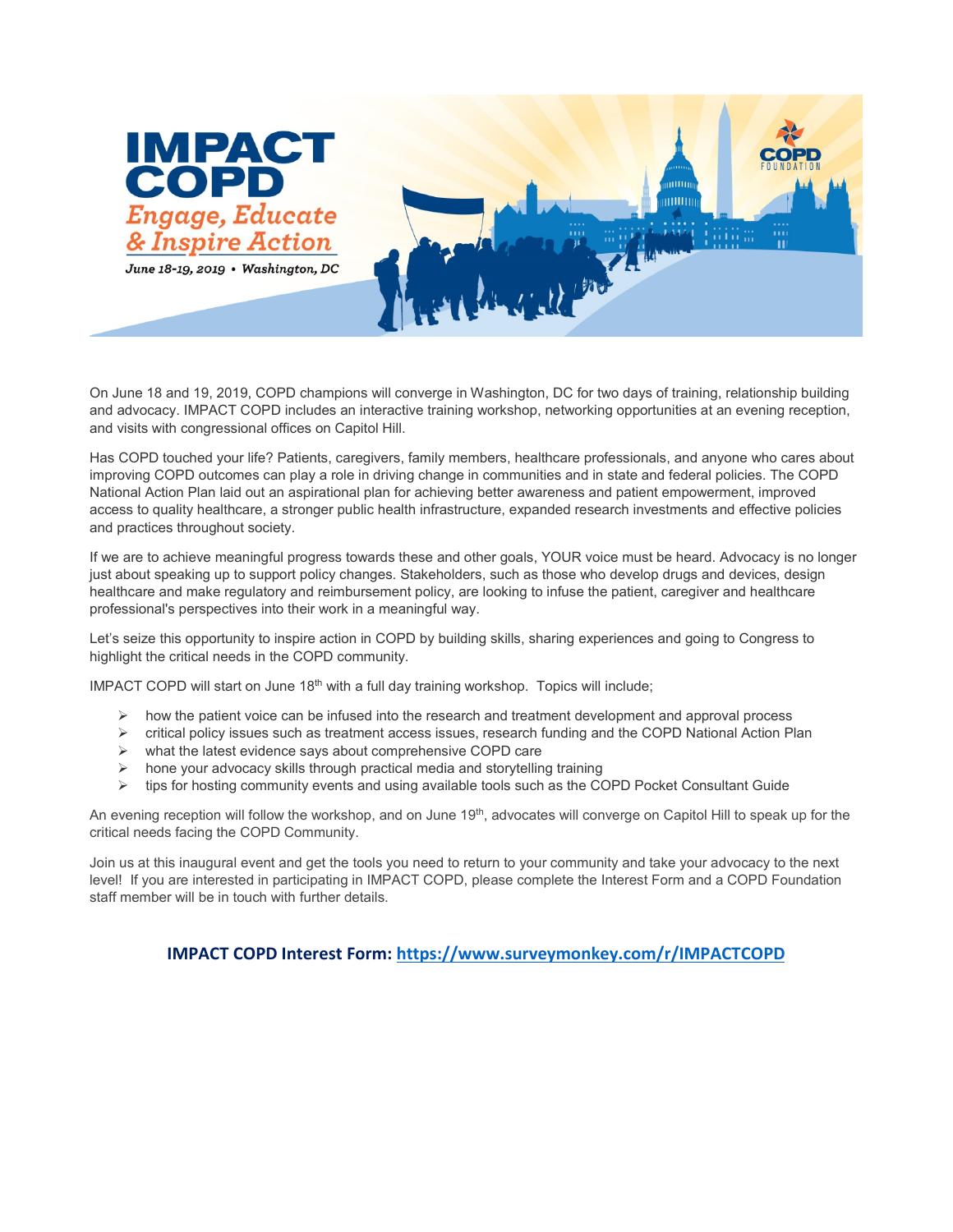# IMPACT COPD

## *Engage, Educate & Inspire Action*

***June 18-19, 2019 • Washington, DC***

COPD FOUNDATION

On June 18 and 19, 2019, COPD champions will converge in Washington, DC for two days of training, relationship building and advocacy. IMPACT COPD includes an interactive training workshop, networking opportunities at an evening reception, and visits with congressional offices on Capitol Hill.

Has COPD touched your life? Patients, caregivers, family members, healthcare professionals, and anyone who cares about improving COPD outcomes can play a role in driving change in communities and in state and federal policies. The COPD National Action Plan laid out an aspirational plan for achieving better awareness and patient empowerment, improved access to quality healthcare, a stronger public health infrastructure, expanded research investments and effective policies and practices throughout society.

If we are to achieve meaningful progress towards these and other goals, YOUR voice must be heard. Advocacy is no longer just about speaking up to support policy changes. Stakeholders, such as those who develop drugs and devices, design healthcare and make regulatory and reimbursement policy, are looking to infuse the patient, caregiver and healthcare professional's perspectives into their work in a meaningful way.

Let's seize this opportunity to inspire action in COPD by building skills, sharing experiences and going to Congress to highlight the critical needs in the COPD community.

IMPACT COPD will start on June 18th with a full day training workshop. Topics will include;

- how the patient voice can be infused into the research and treatment development and approval process
- critical policy issues such as treatment access issues, research funding and the COPD National Action Plan
- what the latest evidence says about comprehensive COPD care
- hone your advocacy skills through practical media and storytelling training
- tips for hosting community events and using available tools such as the COPD Pocket Consultant Guide

An evening reception will follow the workshop, and on June 19th, advocates will converge on Capitol Hill to speak up for the critical needs facing the COPD Community.

Join us at this inaugural event and get the tools you need to return to your community and take your advocacy to the next level! If you are interested in participating in IMPACT COPD, please complete the Interest Form and a COPD Foundation staff member will be in touch with further details.

**IMPACT COPD Interest Form: https://www.surveymonkey.com/r/IMPACTCOPD**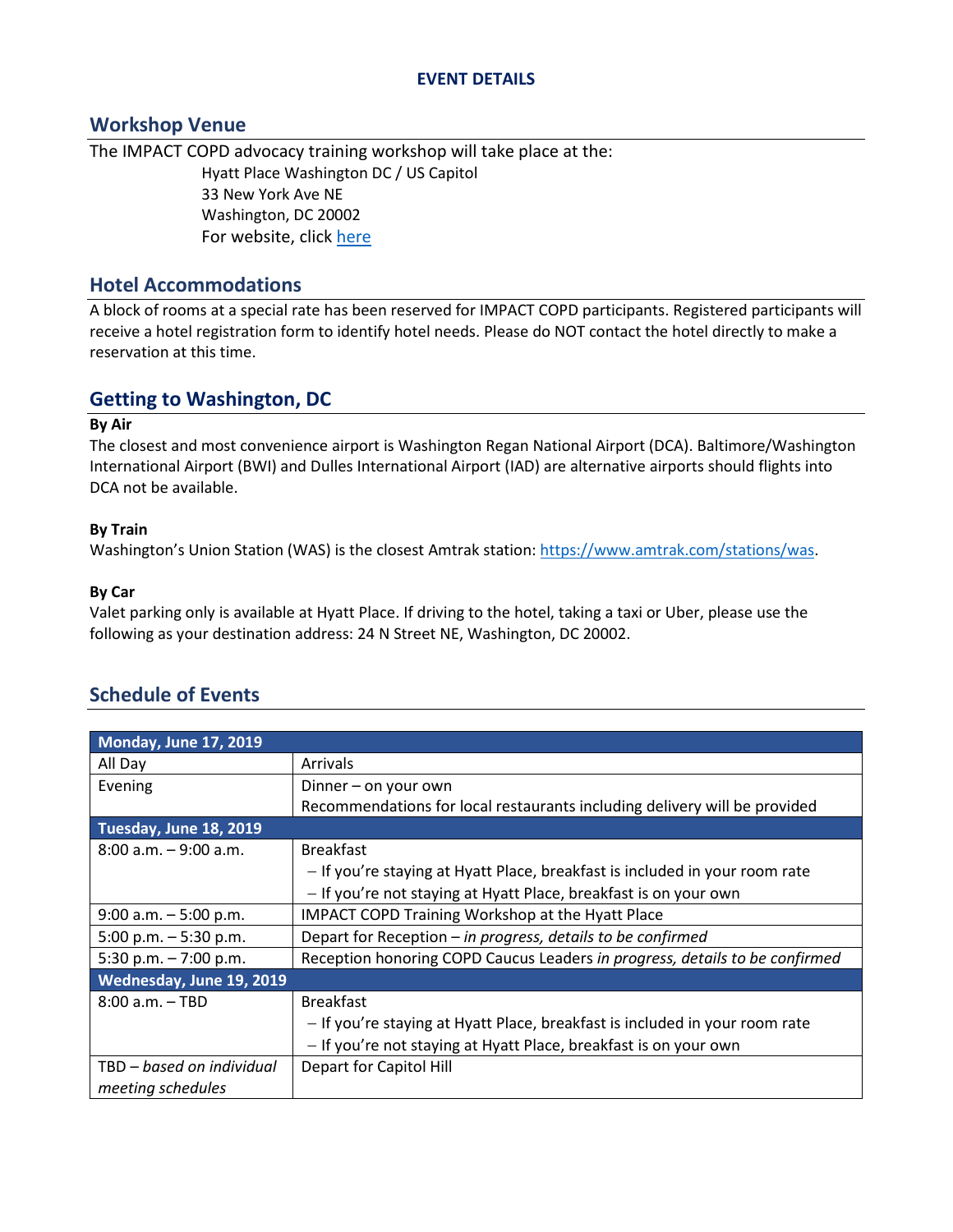**EVENT DETAILS**

## Workshop Venue

The IMPACT COPD advocacy training workshop will take place at the:

Hyatt Place Washington DC / US Capitol
33 New York Ave NE
Washington, DC 20002
For website, click [here]()

## Hotel Accommodations

A block of rooms at a special rate has been reserved for IMPACT COPD participants. Registered participants will receive a hotel registration form to identify hotel needs. Please do NOT contact the hotel directly to make a reservation at this time.

## Getting to Washington, DC

**By Air**

The closest and most convenience airport is Washington Regan National Airport (DCA). Baltimore/Washington International Airport (BWI) and Dulles International Airport (IAD) are alternative airports should flights into DCA not be available.

**By Train**

Washington's Union Station (WAS) is the closest Amtrak station: https://www.amtrak.com/stations/was.

**By Car**

Valet parking only is available at Hyatt Place. If driving to the hotel, taking a taxi or Uber, please use the following as your destination address: 24 N Street NE, Washington, DC 20002.

## Schedule of Events

| **Monday, June 17, 2019** | |
|---|---|
| All Day | Arrivals |
| Evening | Dinner – on your own<br>Recommendations for local restaurants including delivery will be provided |
| **Tuesday, June 18, 2019** | |
| 8:00 a.m. – 9:00 a.m. | Breakfast<br>– If you're staying at Hyatt Place, breakfast is included in your room rate<br>– If you're not staying at Hyatt Place, breakfast is on your own |
| 9:00 a.m. – 5:00 p.m. | IMPACT COPD Training Workshop at the Hyatt Place |
| 5:00 p.m. – 5:30 p.m. | Depart for Reception – *in progress, details to be confirmed* |
| 5:30 p.m. – 7:00 p.m. | Reception honoring COPD Caucus Leaders *in progress, details to be confirmed* |
| **Wednesday, June 19, 2019** | |
| 8:00 a.m. – TBD | Breakfast<br>– If you're staying at Hyatt Place, breakfast is included in your room rate<br>– If you're not staying at Hyatt Place, breakfast is on your own |
| TBD – *based on individual meeting schedules* | Depart for Capitol Hill |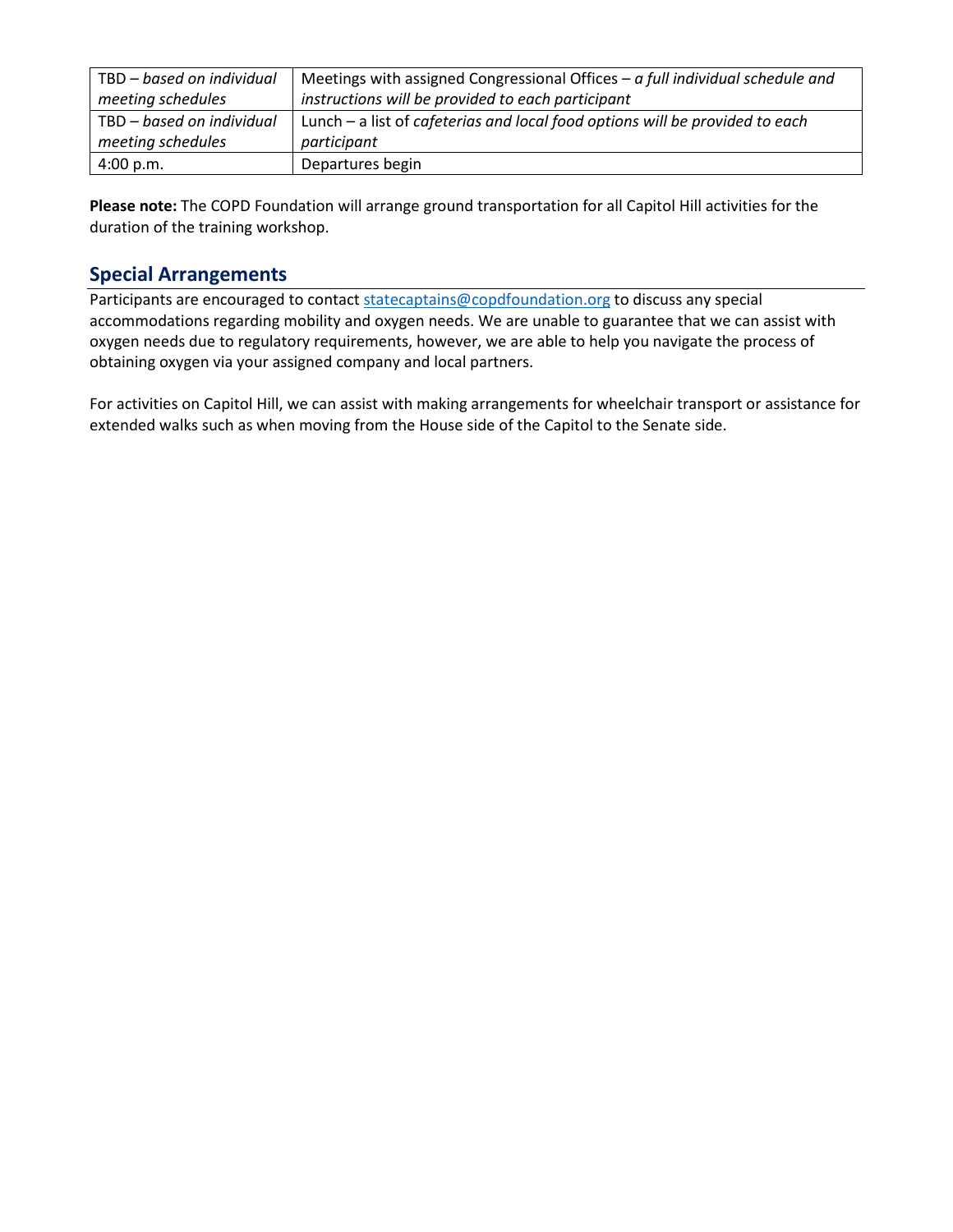| | |
|---|---|
| TBD – *based on individual meeting schedules* | Meetings with assigned Congressional Offices – *a full individual schedule and instructions will be provided to each participant* |
| TBD – *based on individual meeting schedules* | Lunch – a list of *cafeterias and local food options will be provided to each participant* |
| 4:00 p.m. | Departures begin |

**Please note:** The COPD Foundation will arrange ground transportation for all Capitol Hill activities for the duration of the training workshop.

## Special Arrangements

Participants are encouraged to contact statecaptains@copdfoundation.org to discuss any special accommodations regarding mobility and oxygen needs. We are unable to guarantee that we can assist with oxygen needs due to regulatory requirements, however, we are able to help you navigate the process of obtaining oxygen via your assigned company and local partners.

For activities on Capitol Hill, we can assist with making arrangements for wheelchair transport or assistance for extended walks such as when moving from the House side of the Capitol to the Senate side.